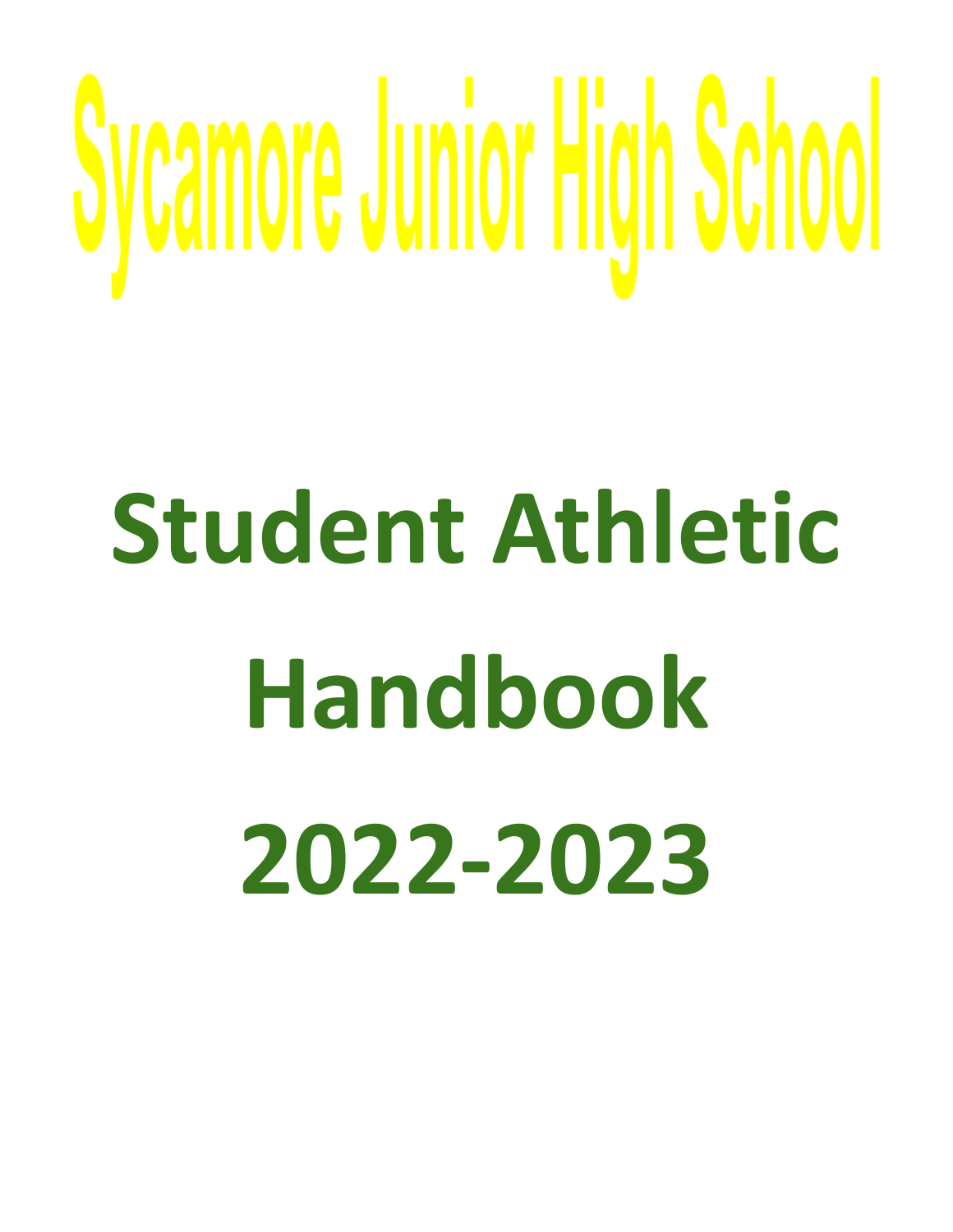# Sycamore Junior High School

# Student Athletic Handbook

# 2022-2023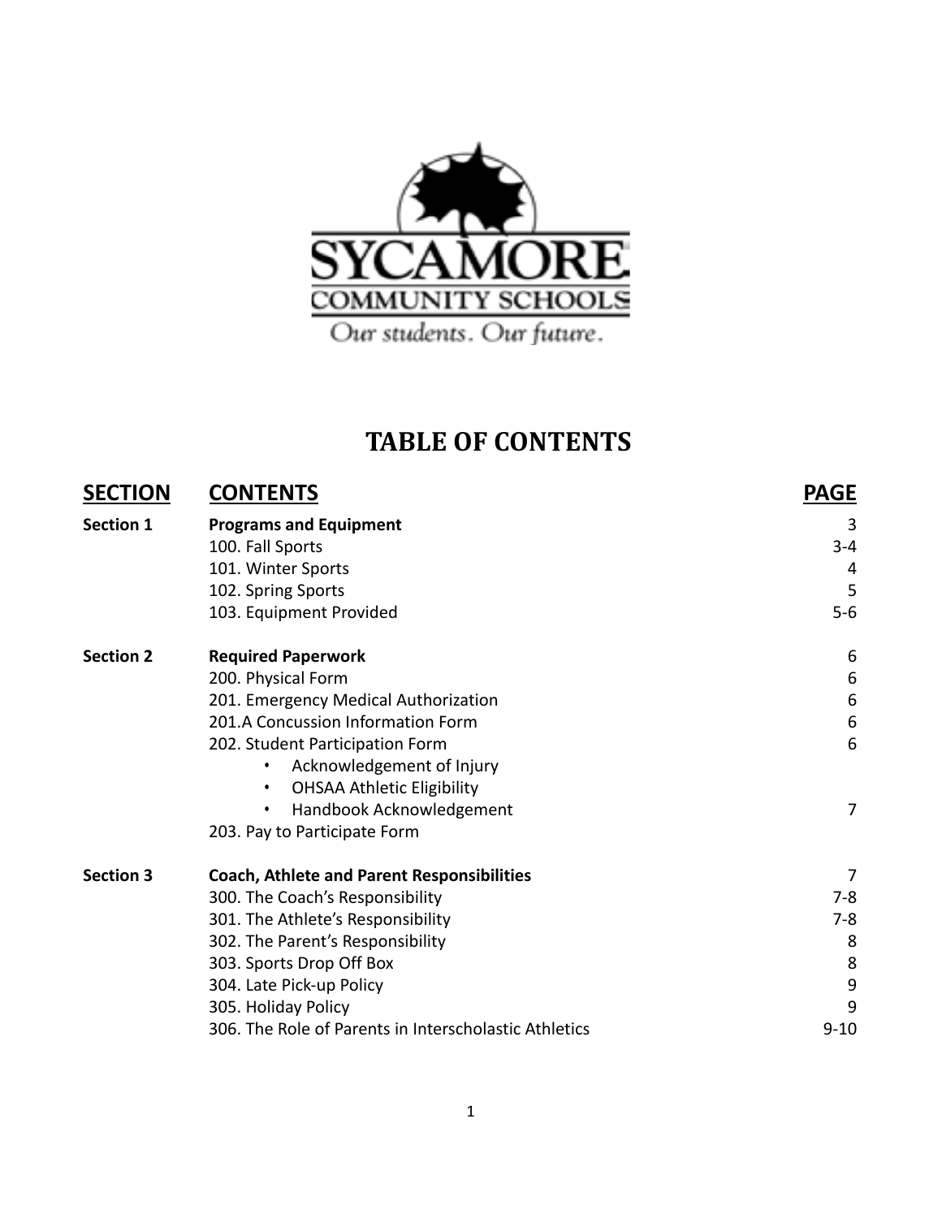SYCAMORE COMMUNITY SCHOOLS

*Our students. Our future.*

# TABLE OF CONTENTS

| SECTION | CONTENTS | PAGE |
|---|---|---|
| **Section 1** | **Programs and Equipment** | 3 |
| | 100. Fall Sports | 3-4 |
| | 101. Winter Sports | 4 |
| | 102. Spring Sports | 5 |
| | 103. Equipment Provided | 5-6 |
| **Section 2** | **Required Paperwork** | 6 |
| | 200. Physical Form | 6 |
| | 201. Emergency Medical Authorization | 6 |
| | 201.A Concussion Information Form | 6 |
| | 202. Student Participation Form | 6 |
| | • Acknowledgement of Injury | |
| | • OHSAA Athletic Eligibility | |
| | • Handbook Acknowledgement | 7 |
| | 203. Pay to Participate Form | |
| **Section 3** | **Coach, Athlete and Parent Responsibilities** | 7 |
| | 300. The Coach's Responsibility | 7-8 |
| | 301. The Athlete's Responsibility | 7-8 |
| | 302. The Parent's Responsibility | 8 |
| | 303. Sports Drop Off Box | 8 |
| | 304. Late Pick-up Policy | 9 |
| | 305. Holiday Policy | 9 |
| | 306. The Role of Parents in Interscholastic Athletics | 9-10 |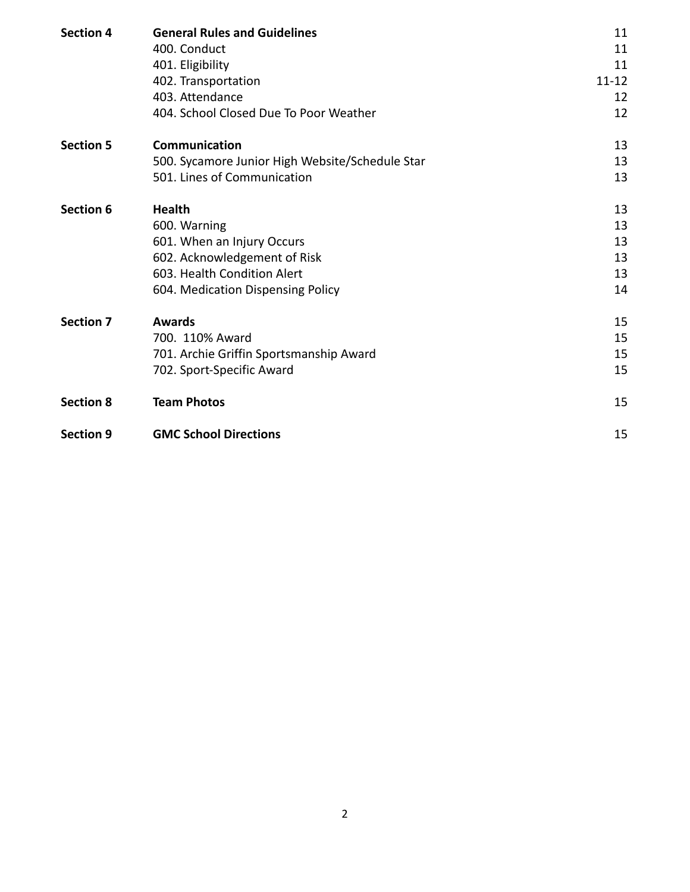| | | |
|---|---|---|
| **Section 4** | **General Rules and Guidelines** | 11 |
| | 400. Conduct | 11 |
| | 401. Eligibility | 11 |
| | 402. Transportation | 11-12 |
| | 403. Attendance | 12 |
| | 404. School Closed Due To Poor Weather | 12 |
| **Section 5** | **Communication** | 13 |
| | 500. Sycamore Junior High Website/Schedule Star | 13 |
| | 501. Lines of Communication | 13 |
| **Section 6** | **Health** | 13 |
| | 600. Warning | 13 |
| | 601. When an Injury Occurs | 13 |
| | 602. Acknowledgement of Risk | 13 |
| | 603. Health Condition Alert | 13 |
| | 604. Medication Dispensing Policy | 14 |
| **Section 7** | **Awards** | 15 |
| | 700. 110% Award | 15 |
| | 701. Archie Griffin Sportsmanship Award | 15 |
| | 702. Sport-Specific Award | 15 |
| **Section 8** | **Team Photos** | 15 |
| **Section 9** | **GMC School Directions** | 15 |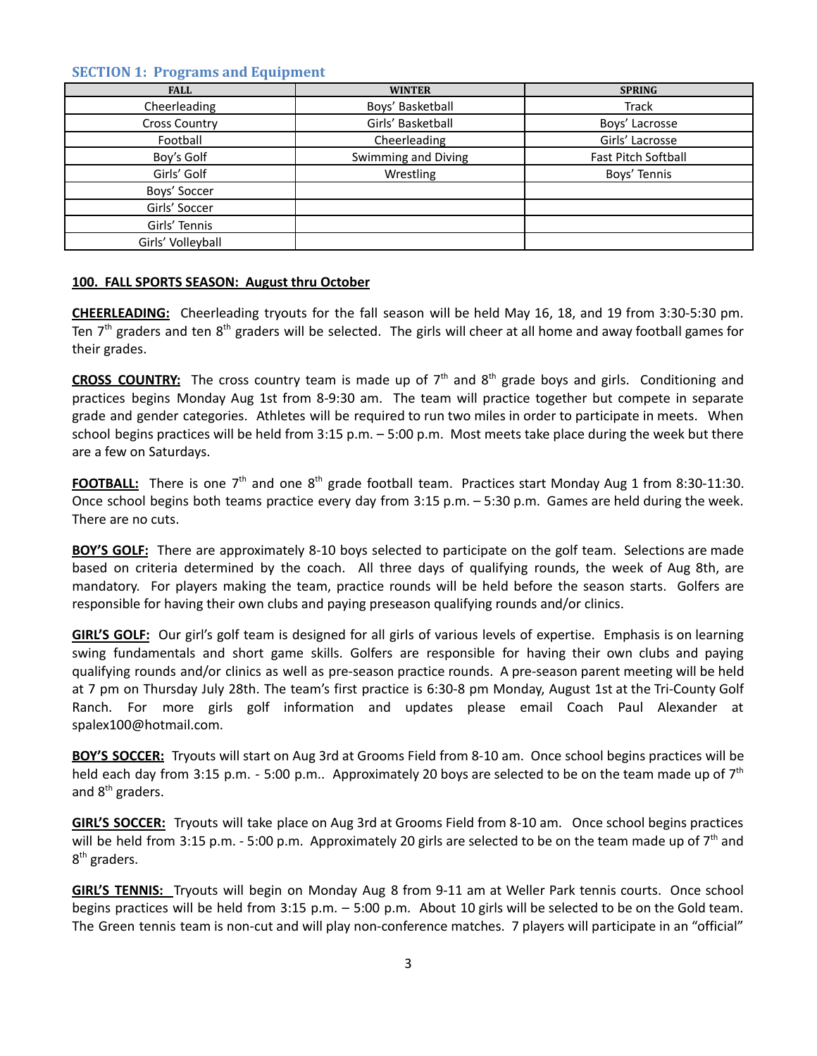### SECTION 1: Programs and Equipment

| FALL | WINTER | SPRING |
|---|---|---|
| Cheerleading | Boys' Basketball | Track |
| Cross Country | Girls' Basketball | Boys' Lacrosse |
| Football | Cheerleading | Girls' Lacrosse |
| Boy's Golf | Swimming and Diving | Fast Pitch Softball |
| Girls' Golf | Wrestling | Boys' Tennis |
| Boys' Soccer | | |
| Girls' Soccer | | |
| Girls' Tennis | | |
| Girls' Volleyball | | |

**100. FALL SPORTS SEASON: August thru October**

**CHEERLEADING:** Cheerleading tryouts for the fall season will be held May 16, 18, and 19 from 3:30-5:30 pm. Ten 7th graders and ten 8th graders will be selected. The girls will cheer at all home and away football games for their grades.

**CROSS COUNTRY:** The cross country team is made up of 7th and 8th grade boys and girls. Conditioning and practices begins Monday Aug 1st from 8-9:30 am. The team will practice together but compete in separate grade and gender categories. Athletes will be required to run two miles in order to participate in meets. When school begins practices will be held from 3:15 p.m. – 5:00 p.m. Most meets take place during the week but there are a few on Saturdays.

**FOOTBALL:** There is one 7th and one 8th grade football team. Practices start Monday Aug 1 from 8:30-11:30. Once school begins both teams practice every day from 3:15 p.m. – 5:30 p.m. Games are held during the week. There are no cuts.

**BOY'S GOLF:** There are approximately 8-10 boys selected to participate on the golf team. Selections are made based on criteria determined by the coach. All three days of qualifying rounds, the week of Aug 8th, are mandatory. For players making the team, practice rounds will be held before the season starts. Golfers are responsible for having their own clubs and paying preseason qualifying rounds and/or clinics.

**GIRL'S GOLF:** Our girl's golf team is designed for all girls of various levels of expertise. Emphasis is on learning swing fundamentals and short game skills. Golfers are responsible for having their own clubs and paying qualifying rounds and/or clinics as well as pre-season practice rounds. A pre-season parent meeting will be held at 7 pm on Thursday July 28th. The team's first practice is 6:30-8 pm Monday, August 1st at the Tri-County Golf Ranch. For more girls golf information and updates please email Coach Paul Alexander at spalex100@hotmail.com.

**BOY'S SOCCER:** Tryouts will start on Aug 3rd at Grooms Field from 8-10 am. Once school begins practices will be held each day from 3:15 p.m. - 5:00 p.m.. Approximately 20 boys are selected to be on the team made up of 7th and 8th graders.

**GIRL'S SOCCER:** Tryouts will take place on Aug 3rd at Grooms Field from 8-10 am. Once school begins practices will be held from 3:15 p.m. - 5:00 p.m. Approximately 20 girls are selected to be on the team made up of 7th and 8th graders.

**GIRL'S TENNIS:** Tryouts will begin on Monday Aug 8 from 9-11 am at Weller Park tennis courts. Once school begins practices will be held from 3:15 p.m. – 5:00 p.m. About 10 girls will be selected to be on the Gold team. The Green tennis team is non-cut and will play non-conference matches. 7 players will participate in an "official"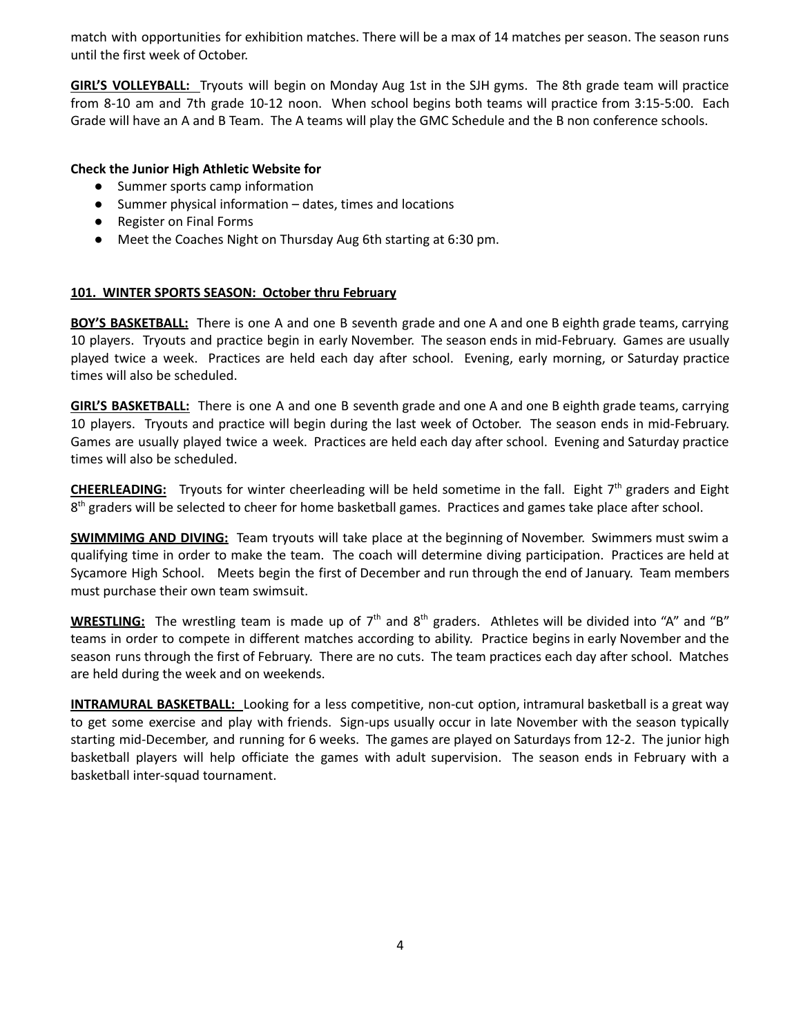match with opportunities for exhibition matches. There will be a max of 14 matches per season. The season runs until the first week of October.

**GIRL'S VOLLEYBALL:** Tryouts will begin on Monday Aug 1st in the SJH gyms. The 8th grade team will practice from 8-10 am and 7th grade 10-12 noon. When school begins both teams will practice from 3:15-5:00. Each Grade will have an A and B Team. The A teams will play the GMC Schedule and the B non conference schools.

**Check the Junior High Athletic Website for**

- Summer sports camp information
- Summer physical information – dates, times and locations
- Register on Final Forms
- Meet the Coaches Night on Thursday Aug 6th starting at 6:30 pm.

**101. WINTER SPORTS SEASON: October thru February**

**BOY'S BASKETBALL:** There is one A and one B seventh grade and one A and one B eighth grade teams, carrying 10 players. Tryouts and practice begin in early November. The season ends in mid-February. Games are usually played twice a week. Practices are held each day after school. Evening, early morning, or Saturday practice times will also be scheduled.

**GIRL'S BASKETBALL:** There is one A and one B seventh grade and one A and one B eighth grade teams, carrying 10 players. Tryouts and practice will begin during the last week of October. The season ends in mid-February. Games are usually played twice a week. Practices are held each day after school. Evening and Saturday practice times will also be scheduled.

**CHEERLEADING:** Tryouts for winter cheerleading will be held sometime in the fall. Eight 7th graders and Eight 8th graders will be selected to cheer for home basketball games. Practices and games take place after school.

**SWIMMIMG AND DIVING:** Team tryouts will take place at the beginning of November. Swimmers must swim a qualifying time in order to make the team. The coach will determine diving participation. Practices are held at Sycamore High School. Meets begin the first of December and run through the end of January. Team members must purchase their own team swimsuit.

**WRESTLING:** The wrestling team is made up of 7th and 8th graders. Athletes will be divided into "A" and "B" teams in order to compete in different matches according to ability. Practice begins in early November and the season runs through the first of February. There are no cuts. The team practices each day after school. Matches are held during the week and on weekends.

**INTRAMURAL BASKETBALL:** Looking for a less competitive, non-cut option, intramural basketball is a great way to get some exercise and play with friends. Sign-ups usually occur in late November with the season typically starting mid-December, and running for 6 weeks. The games are played on Saturdays from 12-2. The junior high basketball players will help officiate the games with adult supervision. The season ends in February with a basketball inter-squad tournament.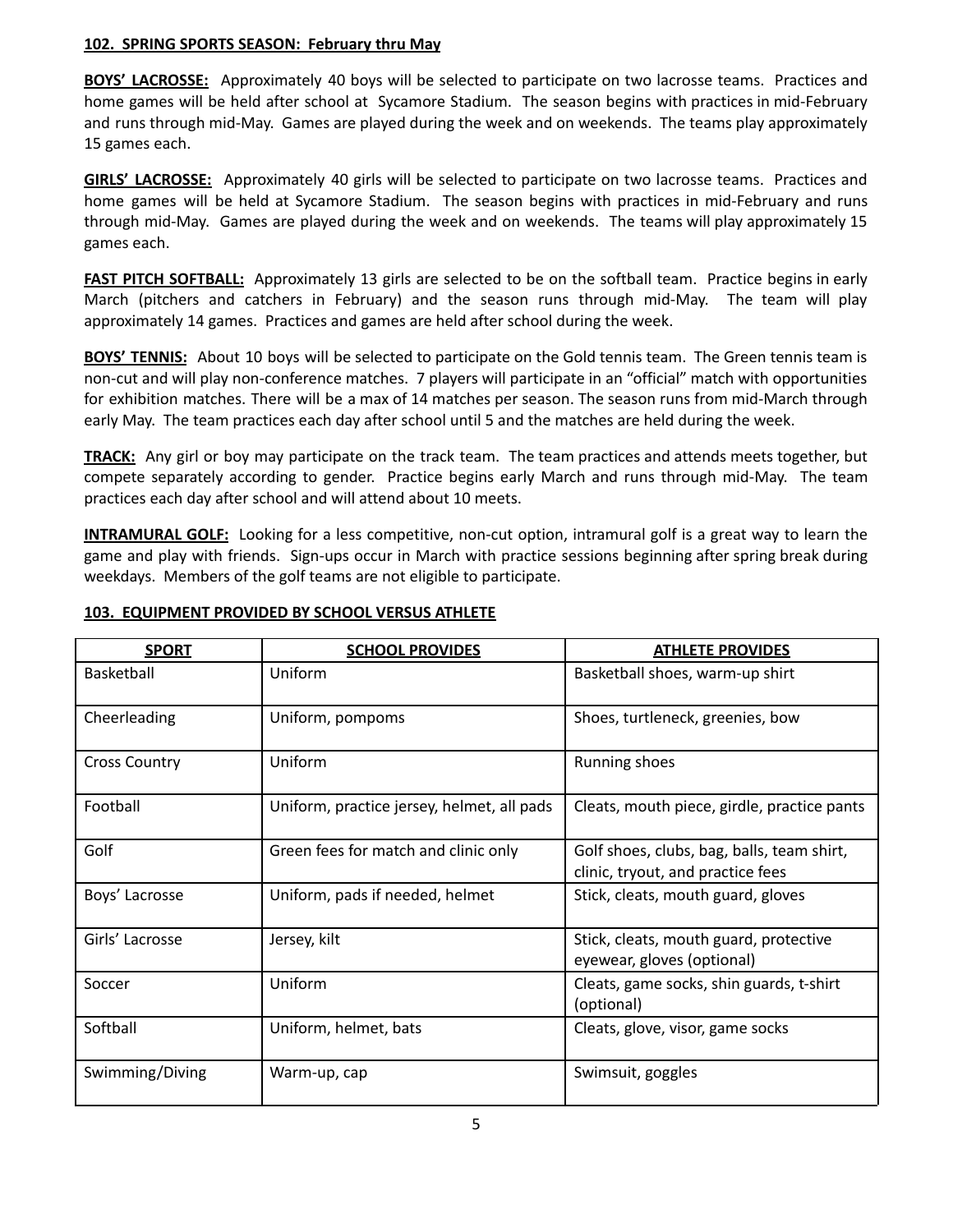**102. SPRING SPORTS SEASON: February thru May**

**BOYS' LACROSSE:** Approximately 40 boys will be selected to participate on two lacrosse teams. Practices and home games will be held after school at Sycamore Stadium. The season begins with practices in mid-February and runs through mid-May. Games are played during the week and on weekends. The teams play approximately 15 games each.

**GIRLS' LACROSSE:** Approximately 40 girls will be selected to participate on two lacrosse teams. Practices and home games will be held at Sycamore Stadium. The season begins with practices in mid-February and runs through mid-May. Games are played during the week and on weekends. The teams will play approximately 15 games each.

**FAST PITCH SOFTBALL:** Approximately 13 girls are selected to be on the softball team. Practice begins in early March (pitchers and catchers in February) and the season runs through mid-May. The team will play approximately 14 games. Practices and games are held after school during the week.

**BOYS' TENNIS:** About 10 boys will be selected to participate on the Gold tennis team. The Green tennis team is non-cut and will play non-conference matches. 7 players will participate in an "official" match with opportunities for exhibition matches. There will be a max of 14 matches per season. The season runs from mid-March through early May. The team practices each day after school until 5 and the matches are held during the week.

**TRACK:** Any girl or boy may participate on the track team. The team practices and attends meets together, but compete separately according to gender. Practice begins early March and runs through mid-May. The team practices each day after school and will attend about 10 meets.

**INTRAMURAL GOLF:** Looking for a less competitive, non-cut option, intramural golf is a great way to learn the game and play with friends. Sign-ups occur in March with practice sessions beginning after spring break during weekdays. Members of the golf teams are not eligible to participate.

**103. EQUIPMENT PROVIDED BY SCHOOL VERSUS ATHLETE**

| SPORT | SCHOOL PROVIDES | ATHLETE PROVIDES |
|---|---|---|
| Basketball | Uniform | Basketball shoes, warm-up shirt |
| Cheerleading | Uniform, pompoms | Shoes, turtleneck, greenies, bow |
| Cross Country | Uniform | Running shoes |
| Football | Uniform, practice jersey, helmet, all pads | Cleats, mouth piece, girdle, practice pants |
| Golf | Green fees for match and clinic only | Golf shoes, clubs, bag, balls, team shirt, clinic, tryout, and practice fees |
| Boys' Lacrosse | Uniform, pads if needed, helmet | Stick, cleats, mouth guard, gloves |
| Girls' Lacrosse | Jersey, kilt | Stick, cleats, mouth guard, protective eyewear, gloves (optional) |
| Soccer | Uniform | Cleats, game socks, shin guards, t-shirt (optional) |
| Softball | Uniform, helmet, bats | Cleats, glove, visor, game socks |
| Swimming/Diving | Warm-up, cap | Swimsuit, goggles |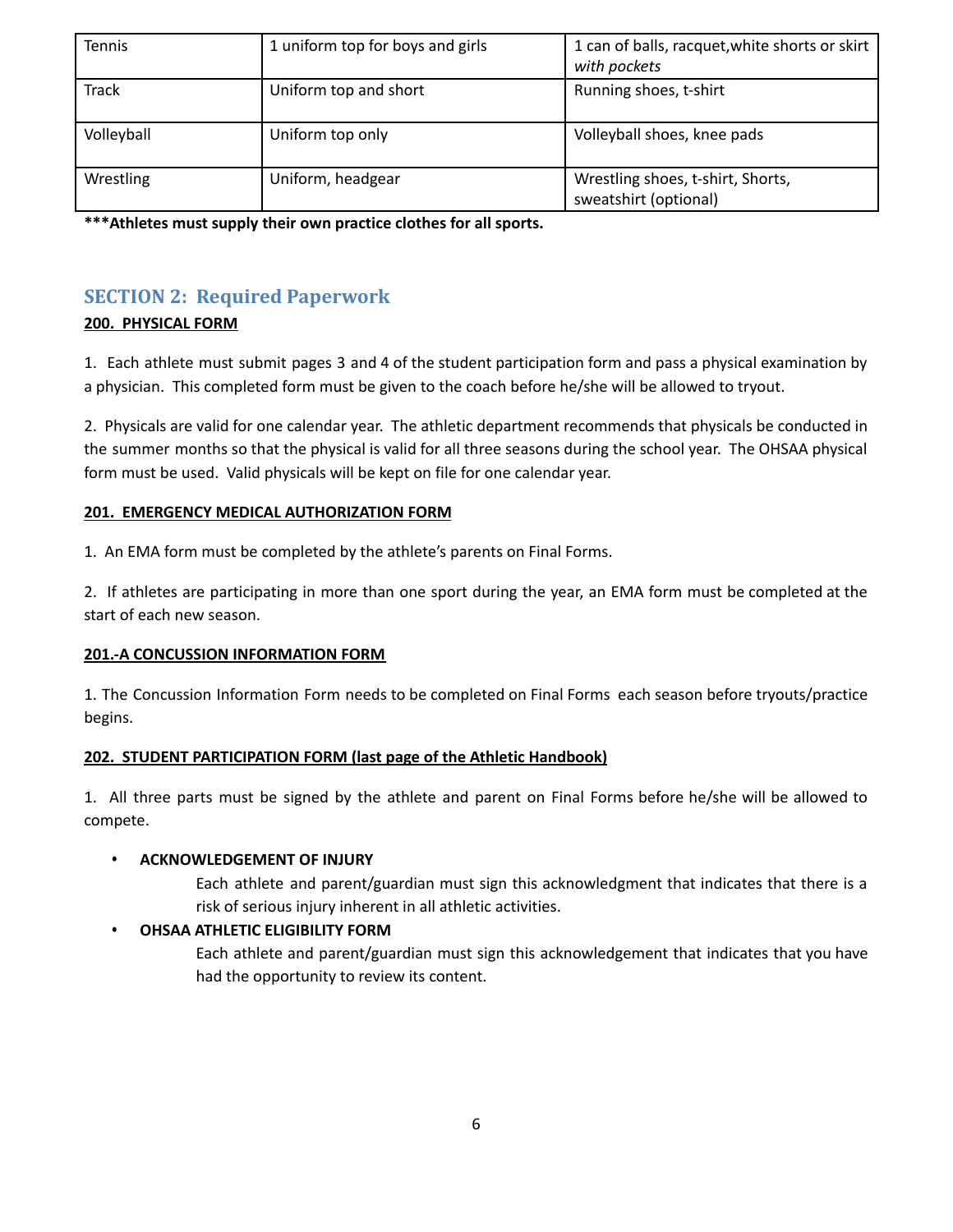| Tennis | 1 uniform top for boys and girls | 1 can of balls, racquet,white shorts or skirt *with pockets* |
|---|---|---|
| Track | Uniform top and short | Running shoes, t-shirt |
| Volleyball | Uniform top only | Volleyball shoes, knee pads |
| Wrestling | Uniform, headgear | Wrestling shoes, t-shirt, Shorts, sweatshirt (optional) |

**\*\*\*Athletes must supply their own practice clothes for all sports.**

## SECTION 2: Required Paperwork

**200. PHYSICAL FORM**

1. Each athlete must submit pages 3 and 4 of the student participation form and pass a physical examination by a physician. This completed form must be given to the coach before he/she will be allowed to tryout.

2. Physicals are valid for one calendar year. The athletic department recommends that physicals be conducted in the summer months so that the physical is valid for all three seasons during the school year. The OHSAA physical form must be used. Valid physicals will be kept on file for one calendar year.

**201. EMERGENCY MEDICAL AUTHORIZATION FORM**

1. An EMA form must be completed by the athlete's parents on Final Forms.

2. If athletes are participating in more than one sport during the year, an EMA form must be completed at the start of each new season.

**201.-A CONCUSSION INFORMATION FORM**

1. The Concussion Information Form needs to be completed on Final Forms each season before tryouts/practice begins.

**202. STUDENT PARTICIPATION FORM (last page of the Athletic Handbook)**

1. All three parts must be signed by the athlete and parent on Final Forms before he/she will be allowed to compete.

- **ACKNOWLEDGEMENT OF INJURY**
  
  Each athlete and parent/guardian must sign this acknowledgment that indicates that there is a risk of serious injury inherent in all athletic activities.

- **OHSAA ATHLETIC ELIGIBILITY FORM**
  
  Each athlete and parent/guardian must sign this acknowledgement that indicates that you have had the opportunity to review its content.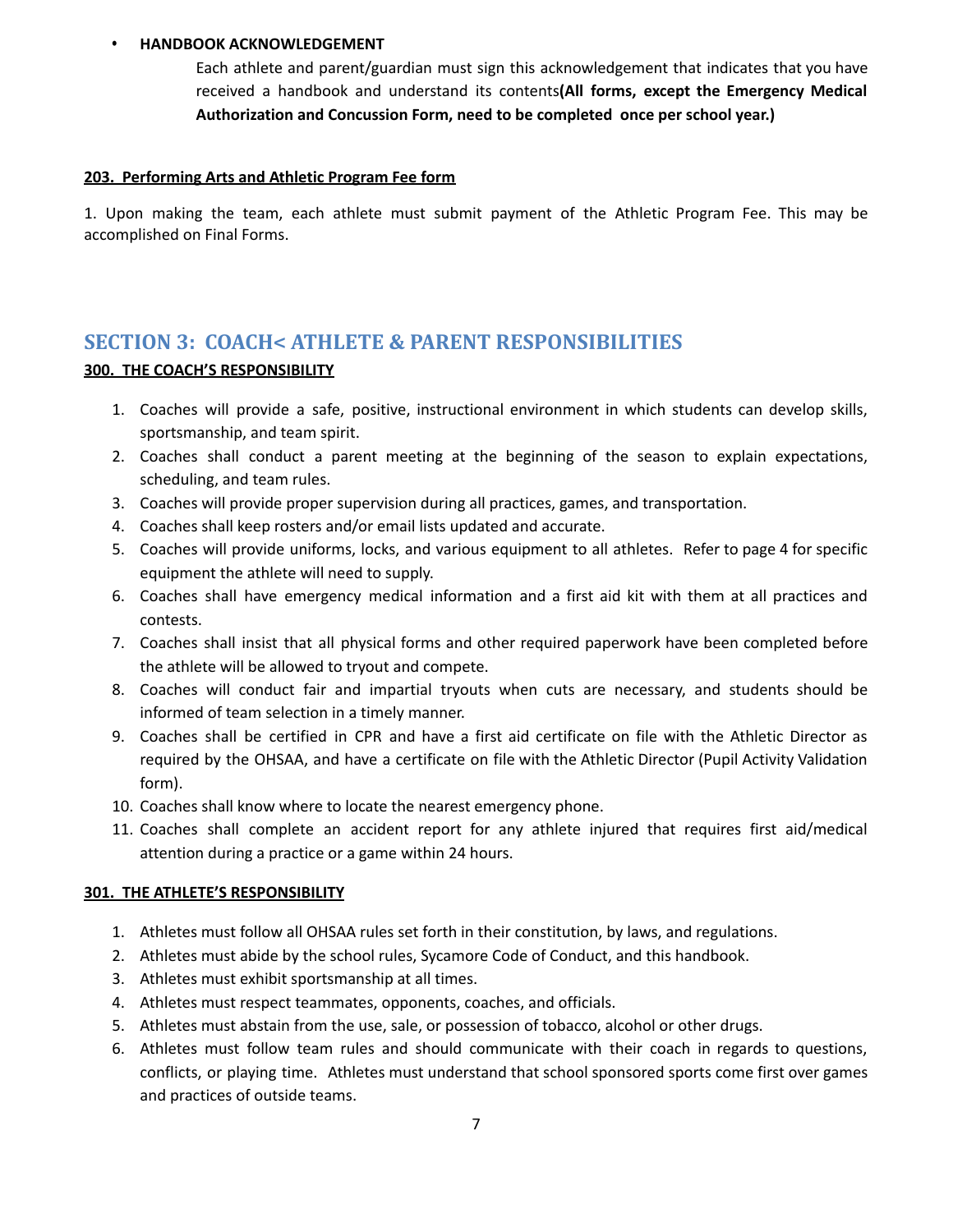- **HANDBOOK ACKNOWLEDGEMENT**

  Each athlete and parent/guardian must sign this acknowledgement that indicates that you have received a handbook and understand its contents**(All forms, except the Emergency Medical Authorization and Concussion Form, need to be completed once per school year.)**

**203. Performing Arts and Athletic Program Fee form**

1. Upon making the team, each athlete must submit payment of the Athletic Program Fee. This may be accomplished on Final Forms.

## SECTION 3: COACH< ATHLETE & PARENT RESPONSIBILITIES

**300. THE COACH'S RESPONSIBILITY**

1. Coaches will provide a safe, positive, instructional environment in which students can develop skills, sportsmanship, and team spirit.
2. Coaches shall conduct a parent meeting at the beginning of the season to explain expectations, scheduling, and team rules.
3. Coaches will provide proper supervision during all practices, games, and transportation.
4. Coaches shall keep rosters and/or email lists updated and accurate.
5. Coaches will provide uniforms, locks, and various equipment to all athletes. Refer to page 4 for specific equipment the athlete will need to supply.
6. Coaches shall have emergency medical information and a first aid kit with them at all practices and contests.
7. Coaches shall insist that all physical forms and other required paperwork have been completed before the athlete will be allowed to tryout and compete.
8. Coaches will conduct fair and impartial tryouts when cuts are necessary, and students should be informed of team selection in a timely manner.
9. Coaches shall be certified in CPR and have a first aid certificate on file with the Athletic Director as required by the OHSAA, and have a certificate on file with the Athletic Director (Pupil Activity Validation form).
10. Coaches shall know where to locate the nearest emergency phone.
11. Coaches shall complete an accident report for any athlete injured that requires first aid/medical attention during a practice or a game within 24 hours.

**301. THE ATHLETE'S RESPONSIBILITY**

1. Athletes must follow all OHSAA rules set forth in their constitution, by laws, and regulations.
2. Athletes must abide by the school rules, Sycamore Code of Conduct, and this handbook.
3. Athletes must exhibit sportsmanship at all times.
4. Athletes must respect teammates, opponents, coaches, and officials.
5. Athletes must abstain from the use, sale, or possession of tobacco, alcohol or other drugs.
6. Athletes must follow team rules and should communicate with their coach in regards to questions, conflicts, or playing time. Athletes must understand that school sponsored sports come first over games and practices of outside teams.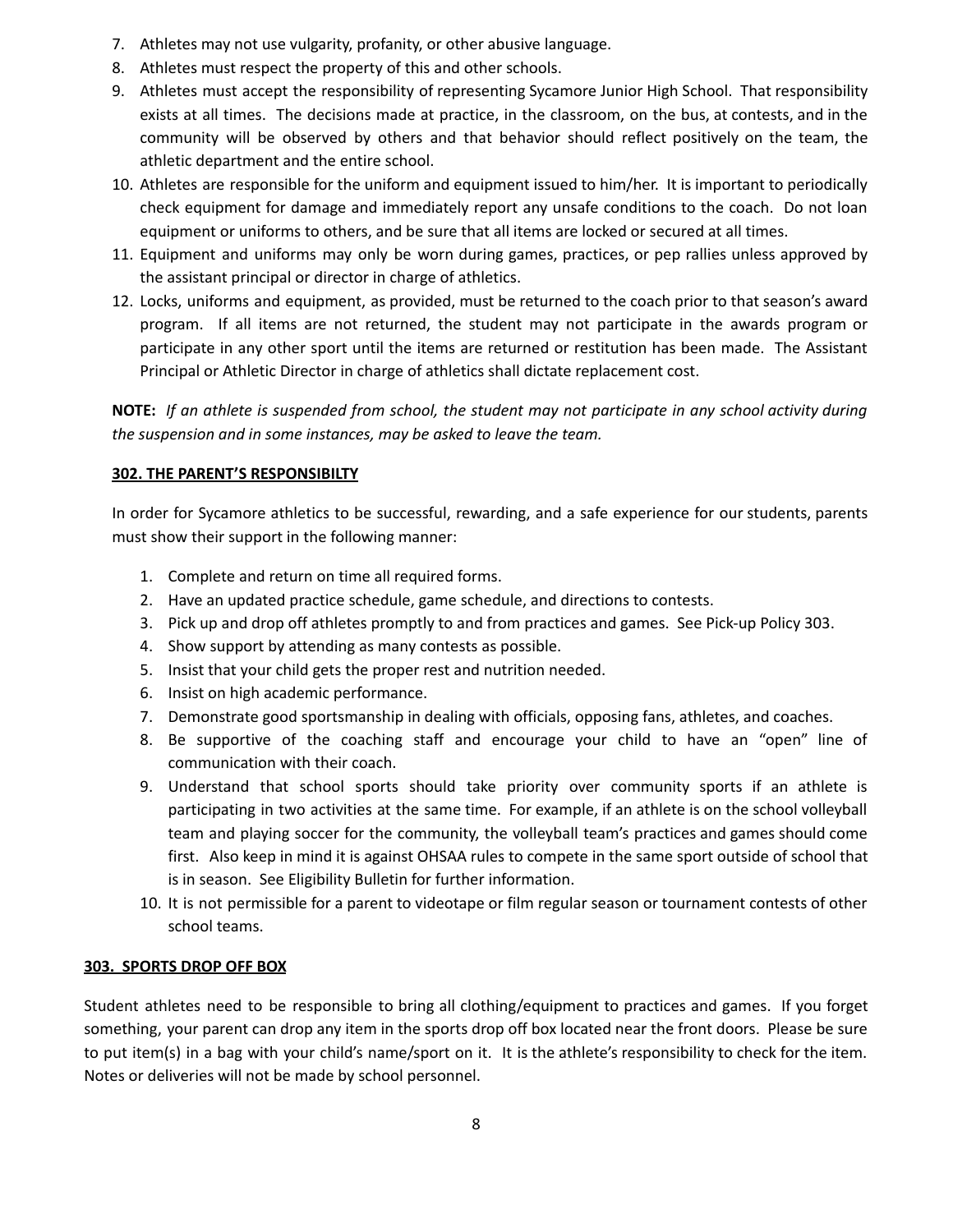7. Athletes may not use vulgarity, profanity, or other abusive language.
8. Athletes must respect the property of this and other schools.
9. Athletes must accept the responsibility of representing Sycamore Junior High School. That responsibility exists at all times. The decisions made at practice, in the classroom, on the bus, at contests, and in the community will be observed by others and that behavior should reflect positively on the team, the athletic department and the entire school.
10. Athletes are responsible for the uniform and equipment issued to him/her. It is important to periodically check equipment for damage and immediately report any unsafe conditions to the coach. Do not loan equipment or uniforms to others, and be sure that all items are locked or secured at all times.
11. Equipment and uniforms may only be worn during games, practices, or pep rallies unless approved by the assistant principal or director in charge of athletics.
12. Locks, uniforms and equipment, as provided, must be returned to the coach prior to that season's award program. If all items are not returned, the student may not participate in the awards program or participate in any other sport until the items are returned or restitution has been made. The Assistant Principal or Athletic Director in charge of athletics shall dictate replacement cost.

**NOTE:** *If an athlete is suspended from school, the student may not participate in any school activity during the suspension and in some instances, may be asked to leave the team.*

## 302. THE PARENT'S RESPONSIBILTY

In order for Sycamore athletics to be successful, rewarding, and a safe experience for our students, parents must show their support in the following manner:

1. Complete and return on time all required forms.
2. Have an updated practice schedule, game schedule, and directions to contests.
3. Pick up and drop off athletes promptly to and from practices and games. See Pick-up Policy 303.
4. Show support by attending as many contests as possible.
5. Insist that your child gets the proper rest and nutrition needed.
6. Insist on high academic performance.
7. Demonstrate good sportsmanship in dealing with officials, opposing fans, athletes, and coaches.
8. Be supportive of the coaching staff and encourage your child to have an "open" line of communication with their coach.
9. Understand that school sports should take priority over community sports if an athlete is participating in two activities at the same time. For example, if an athlete is on the school volleyball team and playing soccer for the community, the volleyball team's practices and games should come first. Also keep in mind it is against OHSAA rules to compete in the same sport outside of school that is in season. See Eligibility Bulletin for further information.
10. It is not permissible for a parent to videotape or film regular season or tournament contests of other school teams.

## 303. SPORTS DROP OFF BOX

Student athletes need to be responsible to bring all clothing/equipment to practices and games. If you forget something, your parent can drop any item in the sports drop off box located near the front doors. Please be sure to put item(s) in a bag with your child's name/sport on it. It is the athlete's responsibility to check for the item. Notes or deliveries will not be made by school personnel.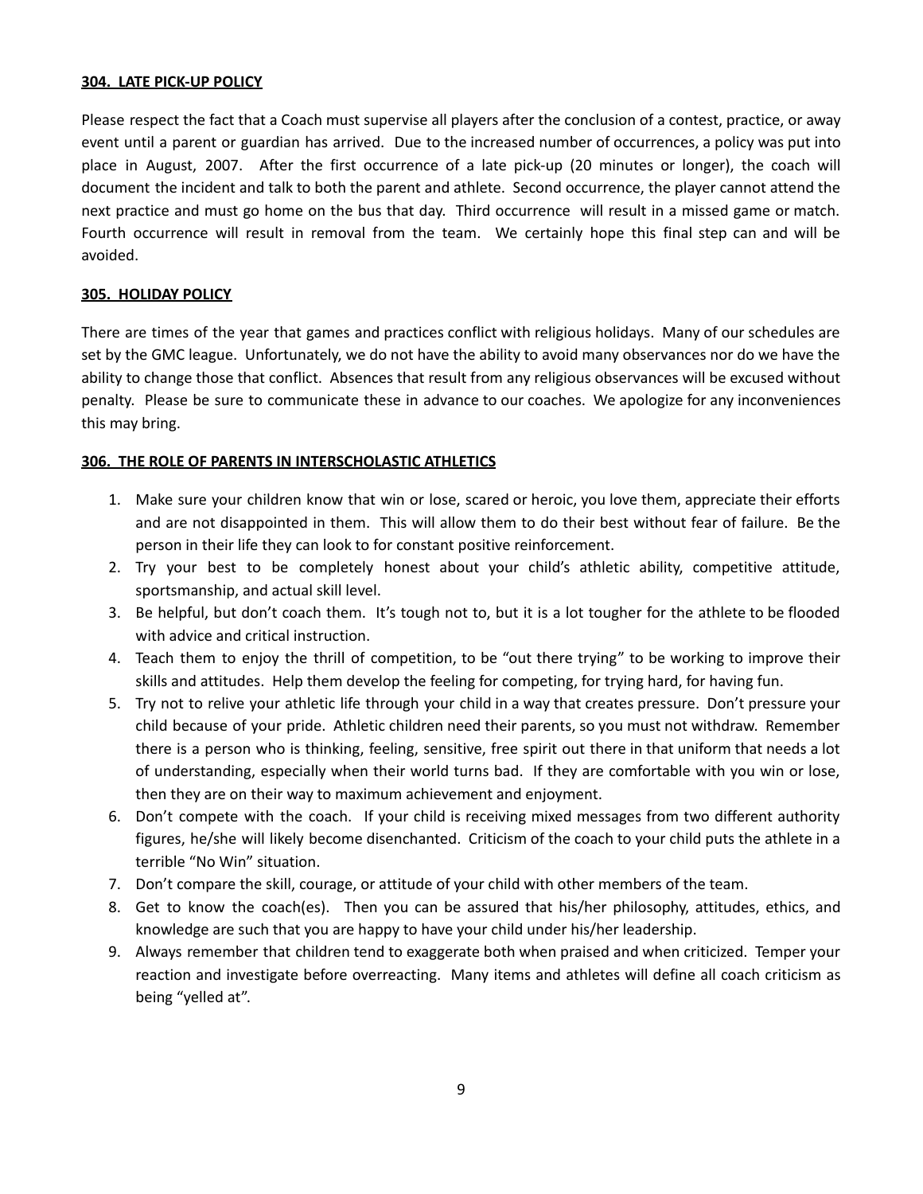### 304. LATE PICK-UP POLICY

Please respect the fact that a Coach must supervise all players after the conclusion of a contest, practice, or away event until a parent or guardian has arrived. Due to the increased number of occurrences, a policy was put into place in August, 2007. After the first occurrence of a late pick-up (20 minutes or longer), the coach will document the incident and talk to both the parent and athlete. Second occurrence, the player cannot attend the next practice and must go home on the bus that day. Third occurrence will result in a missed game or match. Fourth occurrence will result in removal from the team. We certainly hope this final step can and will be avoided.

### 305. HOLIDAY POLICY

There are times of the year that games and practices conflict with religious holidays. Many of our schedules are set by the GMC league. Unfortunately, we do not have the ability to avoid many observances nor do we have the ability to change those that conflict. Absences that result from any religious observances will be excused without penalty. Please be sure to communicate these in advance to our coaches. We apologize for any inconveniences this may bring.

### 306. THE ROLE OF PARENTS IN INTERSCHOLASTIC ATHLETICS

1. Make sure your children know that win or lose, scared or heroic, you love them, appreciate their efforts and are not disappointed in them. This will allow them to do their best without fear of failure. Be the person in their life they can look to for constant positive reinforcement.
2. Try your best to be completely honest about your child's athletic ability, competitive attitude, sportsmanship, and actual skill level.
3. Be helpful, but don't coach them. It's tough not to, but it is a lot tougher for the athlete to be flooded with advice and critical instruction.
4. Teach them to enjoy the thrill of competition, to be "out there trying" to be working to improve their skills and attitudes. Help them develop the feeling for competing, for trying hard, for having fun.
5. Try not to relive your athletic life through your child in a way that creates pressure. Don't pressure your child because of your pride. Athletic children need their parents, so you must not withdraw. Remember there is a person who is thinking, feeling, sensitive, free spirit out there in that uniform that needs a lot of understanding, especially when their world turns bad. If they are comfortable with you win or lose, then they are on their way to maximum achievement and enjoyment.
6. Don't compete with the coach. If your child is receiving mixed messages from two different authority figures, he/she will likely become disenchanted. Criticism of the coach to your child puts the athlete in a terrible "No Win" situation.
7. Don't compare the skill, courage, or attitude of your child with other members of the team.
8. Get to know the coach(es). Then you can be assured that his/her philosophy, attitudes, ethics, and knowledge are such that you are happy to have your child under his/her leadership.
9. Always remember that children tend to exaggerate both when praised and when criticized. Temper your reaction and investigate before overreacting. Many items and athletes will define all coach criticism as being "yelled at".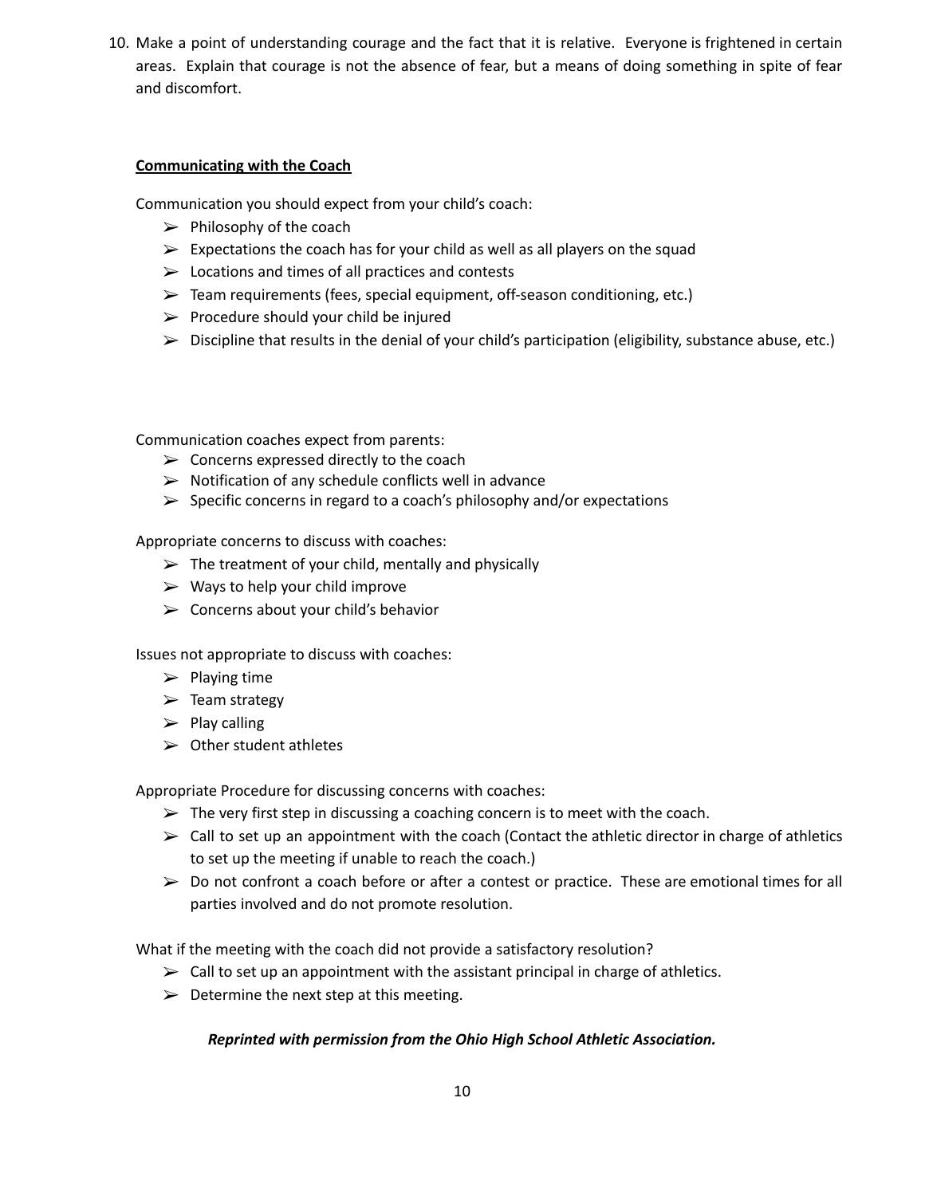10. Make a point of understanding courage and the fact that it is relative. Everyone is frightened in certain areas. Explain that courage is not the absence of fear, but a means of doing something in spite of fear and discomfort.

**<u>Communicating with the Coach</u>**

Communication you should expect from your child's coach:

- Philosophy of the coach
- Expectations the coach has for your child as well as all players on the squad
- Locations and times of all practices and contests
- Team requirements (fees, special equipment, off-season conditioning, etc.)
- Procedure should your child be injured
- Discipline that results in the denial of your child's participation (eligibility, substance abuse, etc.)

Communication coaches expect from parents:

- Concerns expressed directly to the coach
- Notification of any schedule conflicts well in advance
- Specific concerns in regard to a coach's philosophy and/or expectations

Appropriate concerns to discuss with coaches:

- The treatment of your child, mentally and physically
- Ways to help your child improve
- Concerns about your child's behavior

Issues not appropriate to discuss with coaches:

- Playing time
- Team strategy
- Play calling
- Other student athletes

Appropriate Procedure for discussing concerns with coaches:

- The very first step in discussing a coaching concern is to meet with the coach.
- Call to set up an appointment with the coach (Contact the athletic director in charge of athletics to set up the meeting if unable to reach the coach.)
- Do not confront a coach before or after a contest or practice. These are emotional times for all parties involved and do not promote resolution.

What if the meeting with the coach did not provide a satisfactory resolution?

- Call to set up an appointment with the assistant principal in charge of athletics.
- Determine the next step at this meeting.

***Reprinted with permission from the Ohio High School Athletic Association.***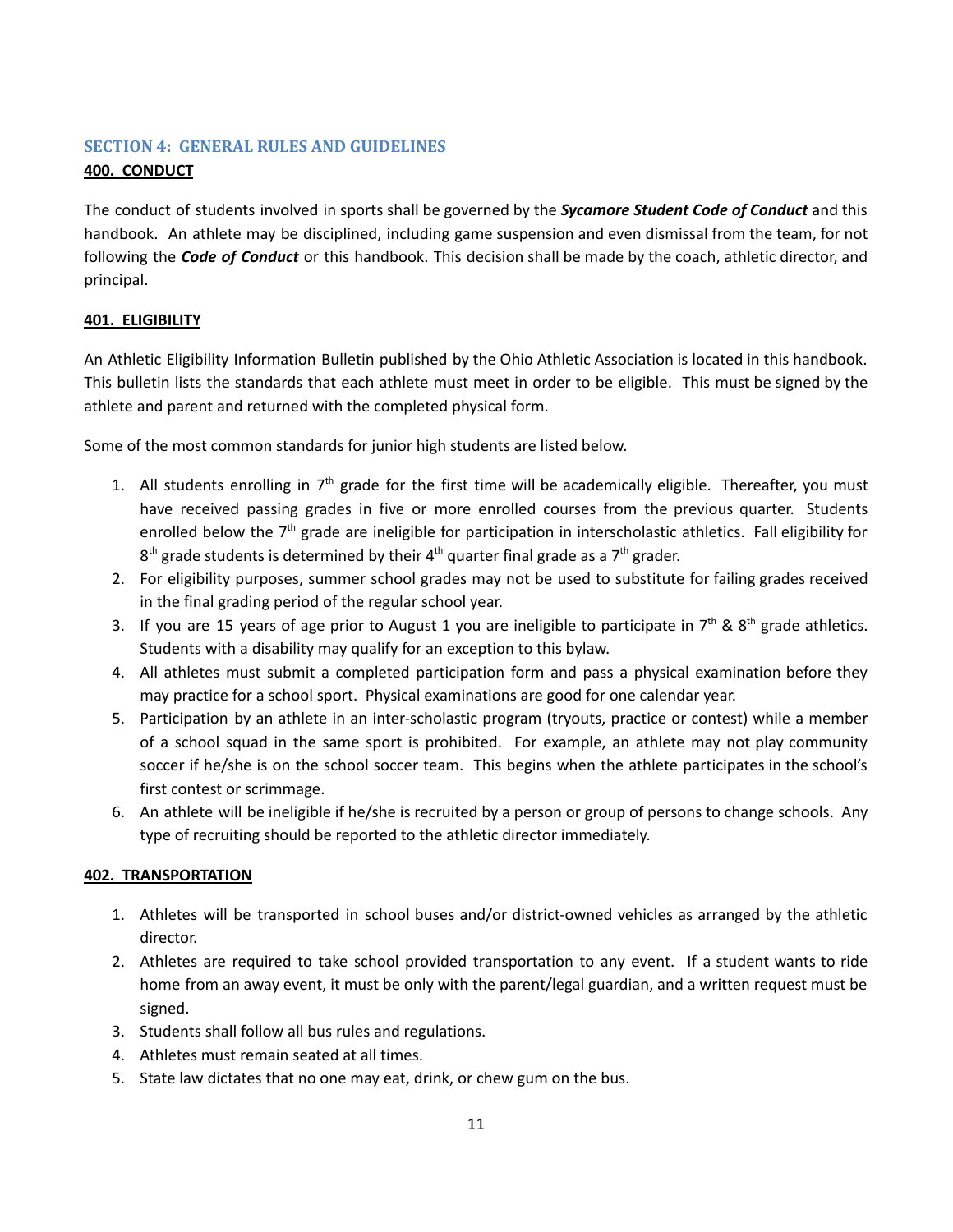## SECTION 4: GENERAL RULES AND GUIDELINES

### 400. CONDUCT

The conduct of students involved in sports shall be governed by the ***Sycamore Student Code of Conduct*** and this handbook. An athlete may be disciplined, including game suspension and even dismissal from the team, for not following the ***Code of Conduct*** or this handbook. This decision shall be made by the coach, athletic director, and principal.

### 401. ELIGIBILITY

An Athletic Eligibility Information Bulletin published by the Ohio Athletic Association is located in this handbook. This bulletin lists the standards that each athlete must meet in order to be eligible. This must be signed by the athlete and parent and returned with the completed physical form.

Some of the most common standards for junior high students are listed below.

1. All students enrolling in 7th grade for the first time will be academically eligible. Thereafter, you must have received passing grades in five or more enrolled courses from the previous quarter. Students enrolled below the 7th grade are ineligible for participation in interscholastic athletics. Fall eligibility for 8th grade students is determined by their 4th quarter final grade as a 7th grader.
2. For eligibility purposes, summer school grades may not be used to substitute for failing grades received in the final grading period of the regular school year.
3. If you are 15 years of age prior to August 1 you are ineligible to participate in 7th & 8th grade athletics. Students with a disability may qualify for an exception to this bylaw.
4. All athletes must submit a completed participation form and pass a physical examination before they may practice for a school sport. Physical examinations are good for one calendar year.
5. Participation by an athlete in an inter-scholastic program (tryouts, practice or contest) while a member of a school squad in the same sport is prohibited. For example, an athlete may not play community soccer if he/she is on the school soccer team. This begins when the athlete participates in the school's first contest or scrimmage.
6. An athlete will be ineligible if he/she is recruited by a person or group of persons to change schools. Any type of recruiting should be reported to the athletic director immediately.

### 402. TRANSPORTATION

1. Athletes will be transported in school buses and/or district-owned vehicles as arranged by the athletic director.
2. Athletes are required to take school provided transportation to any event. If a student wants to ride home from an away event, it must be only with the parent/legal guardian, and a written request must be signed.
3. Students shall follow all bus rules and regulations.
4. Athletes must remain seated at all times.
5. State law dictates that no one may eat, drink, or chew gum on the bus.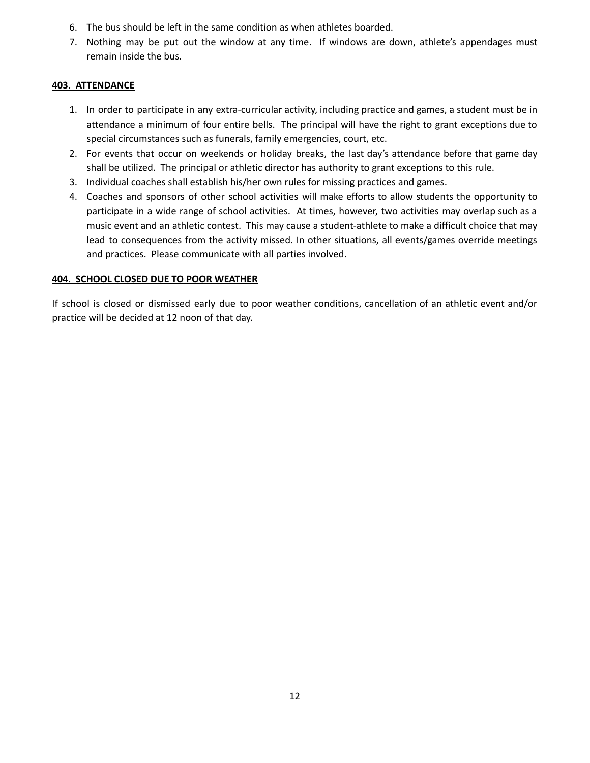6. The bus should be left in the same condition as when athletes boarded.
7. Nothing may be put out the window at any time. If windows are down, athlete's appendages must remain inside the bus.

**403. ATTENDANCE**

1. In order to participate in any extra-curricular activity, including practice and games, a student must be in attendance a minimum of four entire bells. The principal will have the right to grant exceptions due to special circumstances such as funerals, family emergencies, court, etc.
2. For events that occur on weekends or holiday breaks, the last day's attendance before that game day shall be utilized. The principal or athletic director has authority to grant exceptions to this rule.
3. Individual coaches shall establish his/her own rules for missing practices and games.
4. Coaches and sponsors of other school activities will make efforts to allow students the opportunity to participate in a wide range of school activities. At times, however, two activities may overlap such as a music event and an athletic contest. This may cause a student-athlete to make a difficult choice that may lead to consequences from the activity missed. In other situations, all events/games override meetings and practices. Please communicate with all parties involved.

**404. SCHOOL CLOSED DUE TO POOR WEATHER**

If school is closed or dismissed early due to poor weather conditions, cancellation of an athletic event and/or practice will be decided at 12 noon of that day.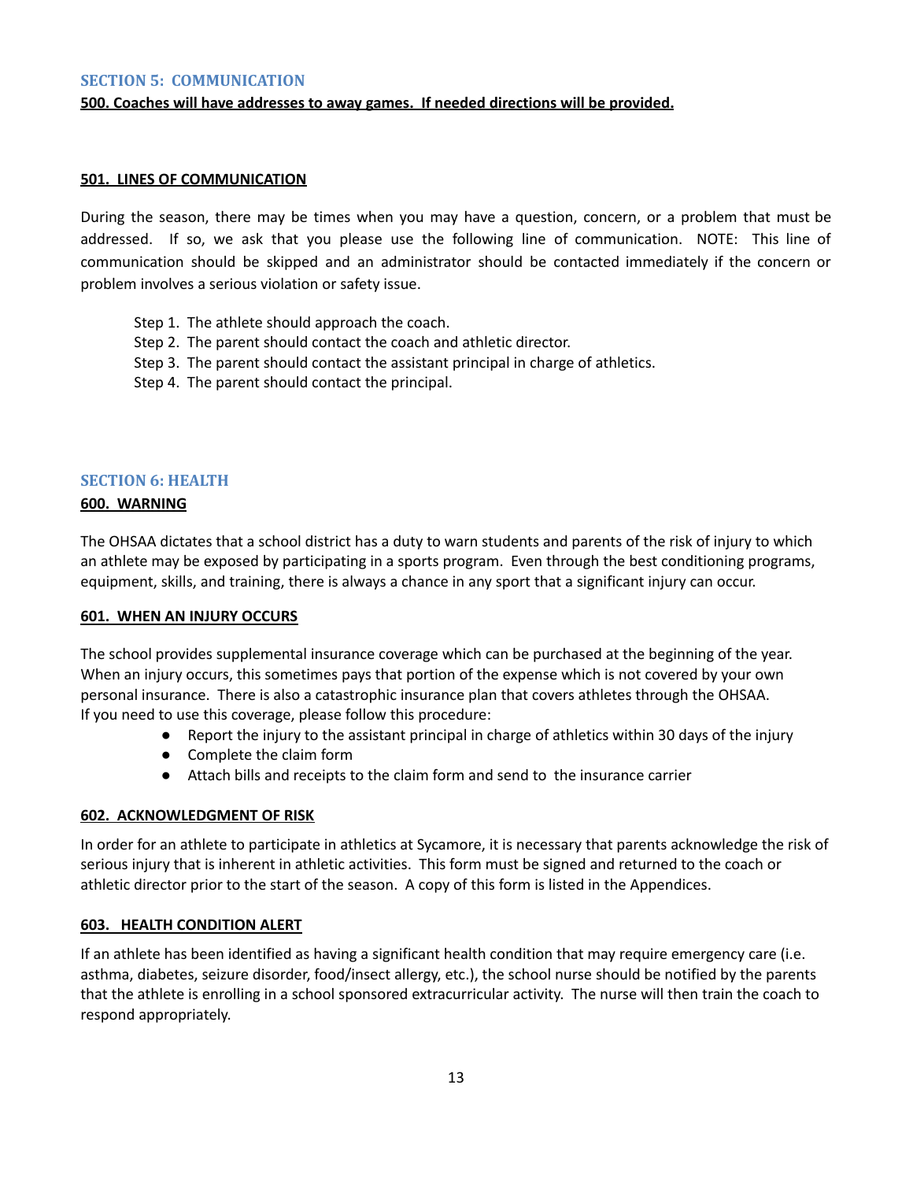## SECTION 5: COMMUNICATION

**500. Coaches will have addresses to away games. If needed directions will be provided.**

**501. LINES OF COMMUNICATION**

During the season, there may be times when you may have a question, concern, or a problem that must be addressed. If so, we ask that you please use the following line of communication. NOTE: This line of communication should be skipped and an administrator should be contacted immediately if the concern or problem involves a serious violation or safety issue.

Step 1. The athlete should approach the coach.
Step 2. The parent should contact the coach and athletic director.
Step 3. The parent should contact the assistant principal in charge of athletics.
Step 4. The parent should contact the principal.

## SECTION 6: HEALTH

**600. WARNING**

The OHSAA dictates that a school district has a duty to warn students and parents of the risk of injury to which an athlete may be exposed by participating in a sports program. Even through the best conditioning programs, equipment, skills, and training, there is always a chance in any sport that a significant injury can occur.

**601. WHEN AN INJURY OCCURS**

The school provides supplemental insurance coverage which can be purchased at the beginning of the year. When an injury occurs, this sometimes pays that portion of the expense which is not covered by your own personal insurance. There is also a catastrophic insurance plan that covers athletes through the OHSAA. If you need to use this coverage, please follow this procedure:

- Report the injury to the assistant principal in charge of athletics within 30 days of the injury
- Complete the claim form
- Attach bills and receipts to the claim form and send to the insurance carrier

**602. ACKNOWLEDGMENT OF RISK**

In order for an athlete to participate in athletics at Sycamore, it is necessary that parents acknowledge the risk of serious injury that is inherent in athletic activities. This form must be signed and returned to the coach or athletic director prior to the start of the season. A copy of this form is listed in the Appendices.

**603. HEALTH CONDITION ALERT**

If an athlete has been identified as having a significant health condition that may require emergency care (i.e. asthma, diabetes, seizure disorder, food/insect allergy, etc.), the school nurse should be notified by the parents that the athlete is enrolling in a school sponsored extracurricular activity. The nurse will then train the coach to respond appropriately.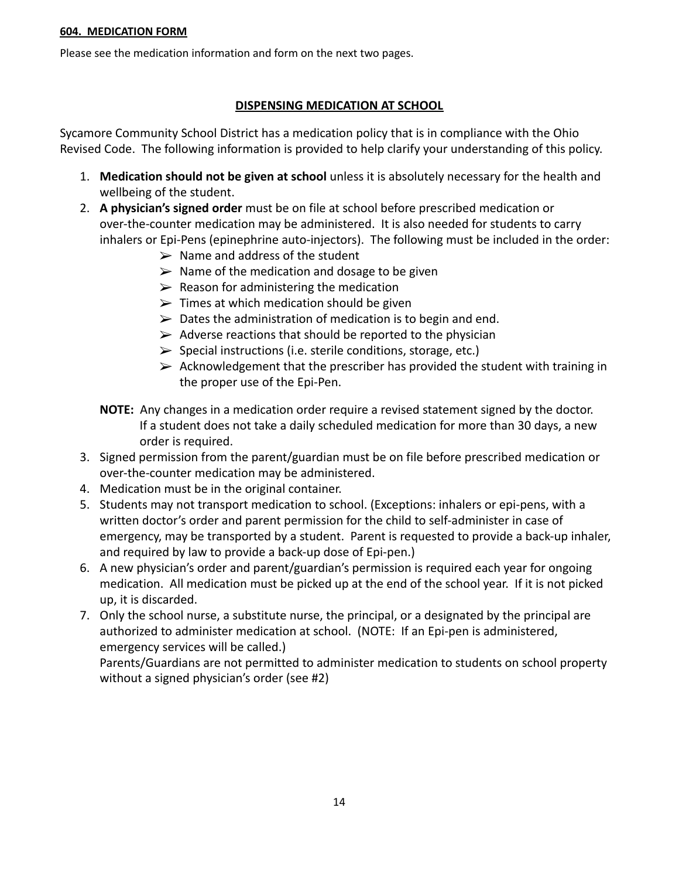**604. MEDICATION FORM**

Please see the medication information and form on the next two pages.

## DISPENSING MEDICATION AT SCHOOL

Sycamore Community School District has a medication policy that is in compliance with the Ohio Revised Code. The following information is provided to help clarify your understanding of this policy.

1. **Medication should not be given at school** unless it is absolutely necessary for the health and wellbeing of the student.
2. **A physician's signed order** must be on file at school before prescribed medication or over-the-counter medication may be administered. It is also needed for students to carry inhalers or Epi-Pens (epinephrine auto-injectors). The following must be included in the order:
   - ➢ Name and address of the student
   - ➢ Name of the medication and dosage to be given
   - ➢ Reason for administering the medication
   - ➢ Times at which medication should be given
   - ➢ Dates the administration of medication is to begin and end.
   - ➢ Adverse reactions that should be reported to the physician
   - ➢ Special instructions (i.e. sterile conditions, storage, etc.)
   - ➢ Acknowledgement that the prescriber has provided the student with training in the proper use of the Epi-Pen.

   **NOTE:** Any changes in a medication order require a revised statement signed by the doctor. If a student does not take a daily scheduled medication for more than 30 days, a new order is required.
3. Signed permission from the parent/guardian must be on file before prescribed medication or over-the-counter medication may be administered.
4. Medication must be in the original container.
5. Students may not transport medication to school. (Exceptions: inhalers or epi-pens, with a written doctor's order and parent permission for the child to self-administer in case of emergency, may be transported by a student. Parent is requested to provide a back-up inhaler, and required by law to provide a back-up dose of Epi-pen.)
6. A new physician's order and parent/guardian's permission is required each year for ongoing medication. All medication must be picked up at the end of the school year. If it is not picked up, it is discarded.
7. Only the school nurse, a substitute nurse, the principal, or a designated by the principal are authorized to administer medication at school. (NOTE: If an Epi-pen is administered, emergency services will be called.)
   Parents/Guardians are not permitted to administer medication to students on school property without a signed physician's order (see #2)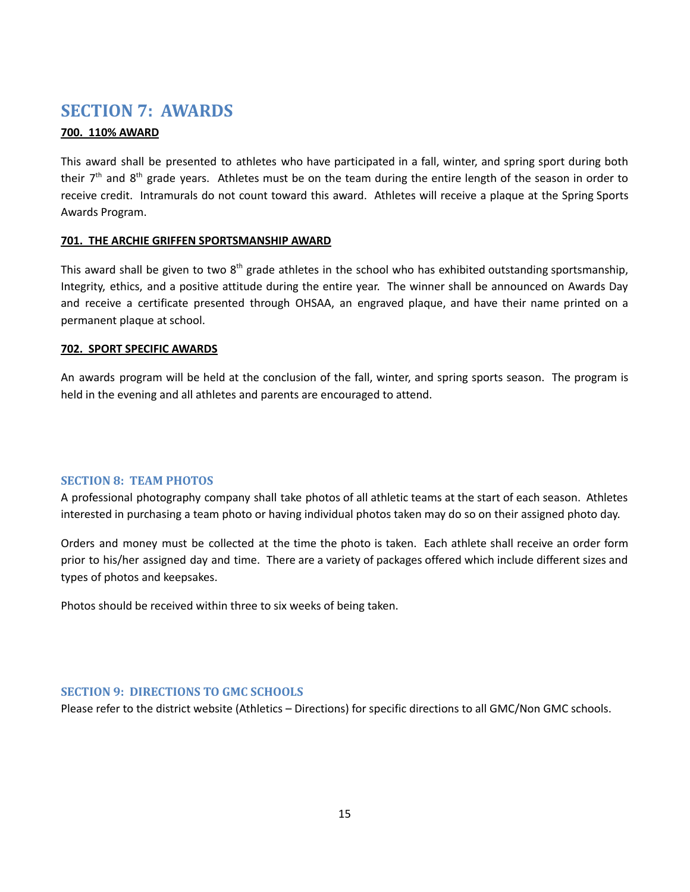# SECTION 7: AWARDS

**700. 110% AWARD**

This award shall be presented to athletes who have participated in a fall, winter, and spring sport during both their $7^{th}$ and $8^{th}$ grade years. Athletes must be on the team during the entire length of the season in order to receive credit. Intramurals do not count toward this award. Athletes will receive a plaque at the Spring Sports Awards Program.

**701. THE ARCHIE GRIFFEN SPORTSMANSHIP AWARD**

This award shall be given to two $8^{th}$ grade athletes in the school who has exhibited outstanding sportsmanship, Integrity, ethics, and a positive attitude during the entire year. The winner shall be announced on Awards Day and receive a certificate presented through OHSAA, an engraved plaque, and have their name printed on a permanent plaque at school.

**702. SPORT SPECIFIC AWARDS**

An awards program will be held at the conclusion of the fall, winter, and spring sports season. The program is held in the evening and all athletes and parents are encouraged to attend.

## SECTION 8: TEAM PHOTOS

A professional photography company shall take photos of all athletic teams at the start of each season. Athletes interested in purchasing a team photo or having individual photos taken may do so on their assigned photo day.

Orders and money must be collected at the time the photo is taken. Each athlete shall receive an order form prior to his/her assigned day and time. There are a variety of packages offered which include different sizes and types of photos and keepsakes.

Photos should be received within three to six weeks of being taken.

## SECTION 9: DIRECTIONS TO GMC SCHOOLS

Please refer to the district website (Athletics – Directions) for specific directions to all GMC/Non GMC schools.